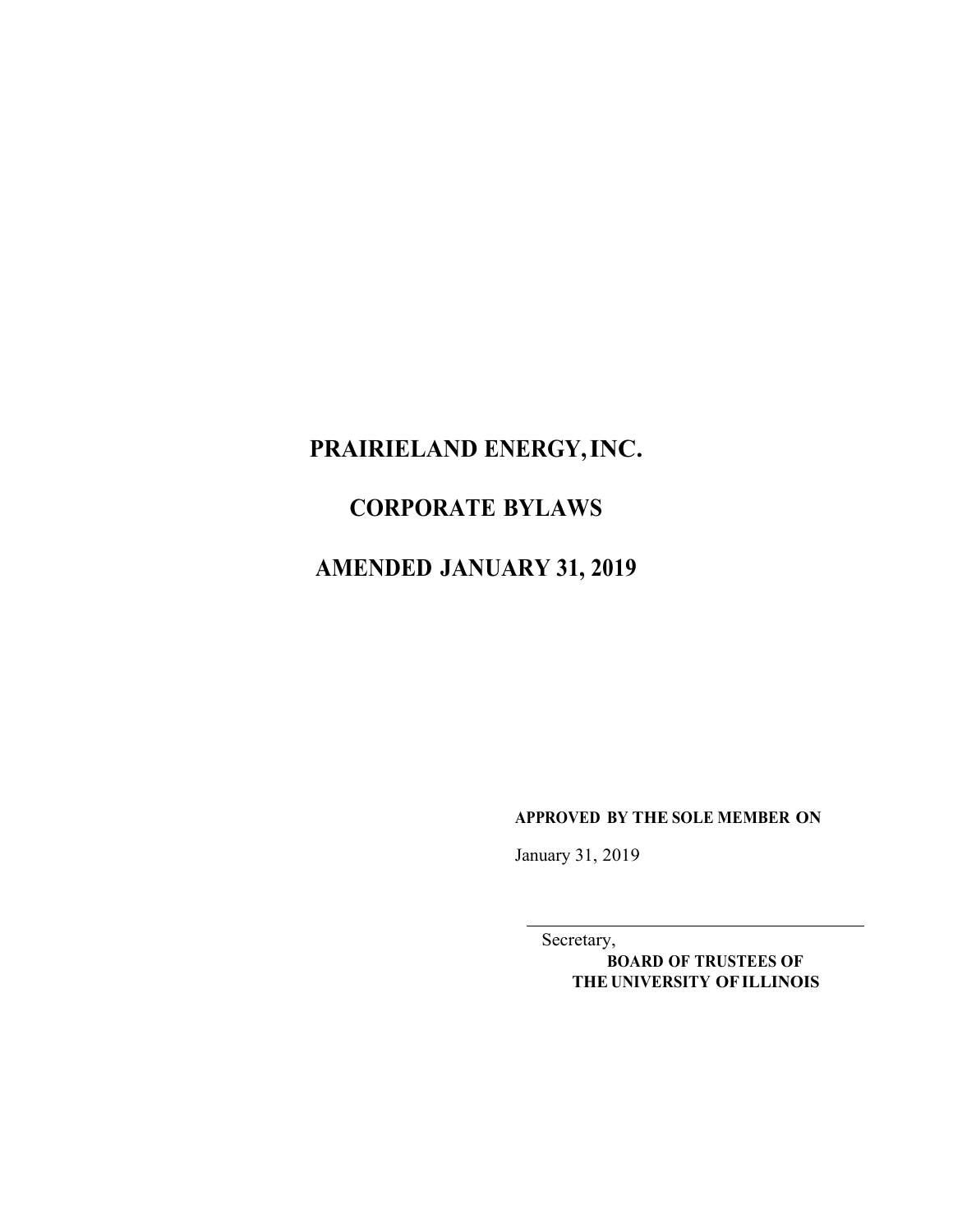# PRAIRIELAND ENERGY, INC.

# CORPORATE BYLAWS

# AMENDED JANUARY 31, 2019

**APPROVED BY THE SOLE MEMBER ON**

January 31, 2019

\_\_\_\_\_\_\_\_\_\_\_\_\_\_\_\_\_\_\_\_\_\_\_\_\_\_\_\_\_\_\_\_\_\_\_\_\_\_\_\_

Secretary,
**BOARD OF TRUSTEES OF**
**THE UNIVERSITY OF ILLINOIS**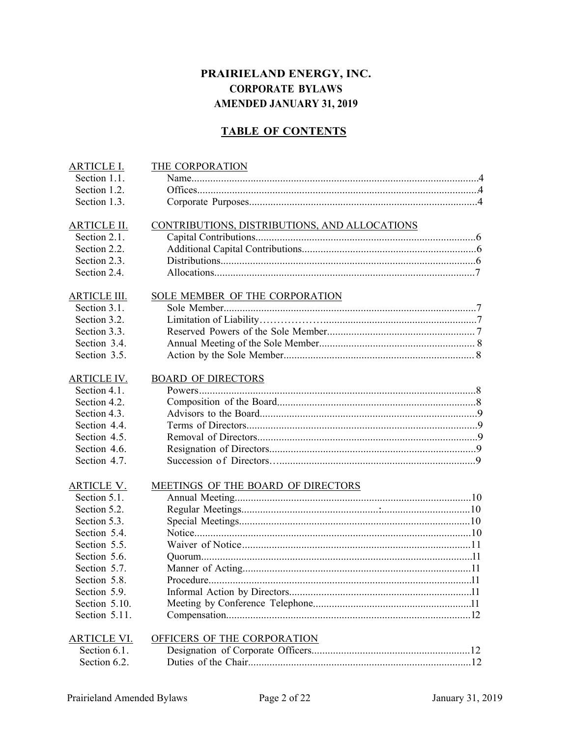# PRAIRIELAND ENERGY, INC.

## CORPORATE BYLAWS

## AMENDED JANUARY 31, 2019

## TABLE OF CONTENTS

| | | |
|---|---|---|
| ARTICLE I. | THE CORPORATION | |
| Section 1.1. | Name | 4 |
| Section 1.2. | Offices | 4 |
| Section 1.3. | Corporate Purposes | 4 |
| ARTICLE II. | CONTRIBUTIONS, DISTRIBUTIONS, AND ALLOCATIONS | |
| Section 2.1. | Capital Contributions | 6 |
| Section 2.2. | Additional Capital Contributions | 6 |
| Section 2.3. | Distributions | 6 |
| Section 2.4. | Allocations | 7 |
| ARTICLE III. | SOLE MEMBER OF THE CORPORATION | |
| Section 3.1. | Sole Member | 7 |
| Section 3.2. | Limitation of Liability | 7 |
| Section 3.3. | Reserved Powers of the Sole Member | 7 |
| Section 3.4. | Annual Meeting of the Sole Member | 8 |
| Section 3.5. | Action by the Sole Member | 8 |
| ARTICLE IV. | BOARD OF DIRECTORS | |
| Section 4.1. | Powers | 8 |
| Section 4.2. | Composition of the Board | 8 |
| Section 4.3. | Advisors to the Board | 9 |
| Section 4.4. | Terms of Directors | 9 |
| Section 4.5. | Removal of Directors | 9 |
| Section 4.6. | Resignation of Directors | 9 |
| Section 4.7. | Succession of Directors | 9 |
| ARTICLE V. | MEETINGS OF THE BOARD OF DIRECTORS | |
| Section 5.1. | Annual Meeting | 10 |
| Section 5.2. | Regular Meetings | 10 |
| Section 5.3. | Special Meetings | 10 |
| Section 5.4. | Notice | 10 |
| Section 5.5. | Waiver of Notice | 11 |
| Section 5.6. | Quorum | 11 |
| Section 5.7. | Manner of Acting | 11 |
| Section 5.8. | Procedure | 11 |
| Section 5.9. | Informal Action by Directors | 11 |
| Section 5.10. | Meeting by Conference Telephone | 11 |
| Section 5.11. | Compensation | 12 |
| ARTICLE VI. | OFFICERS OF THE CORPORATION | |
| Section 6.1. | Designation of Corporate Officers | 12 |
| Section 6.2. | Duties of the Chair | 12 |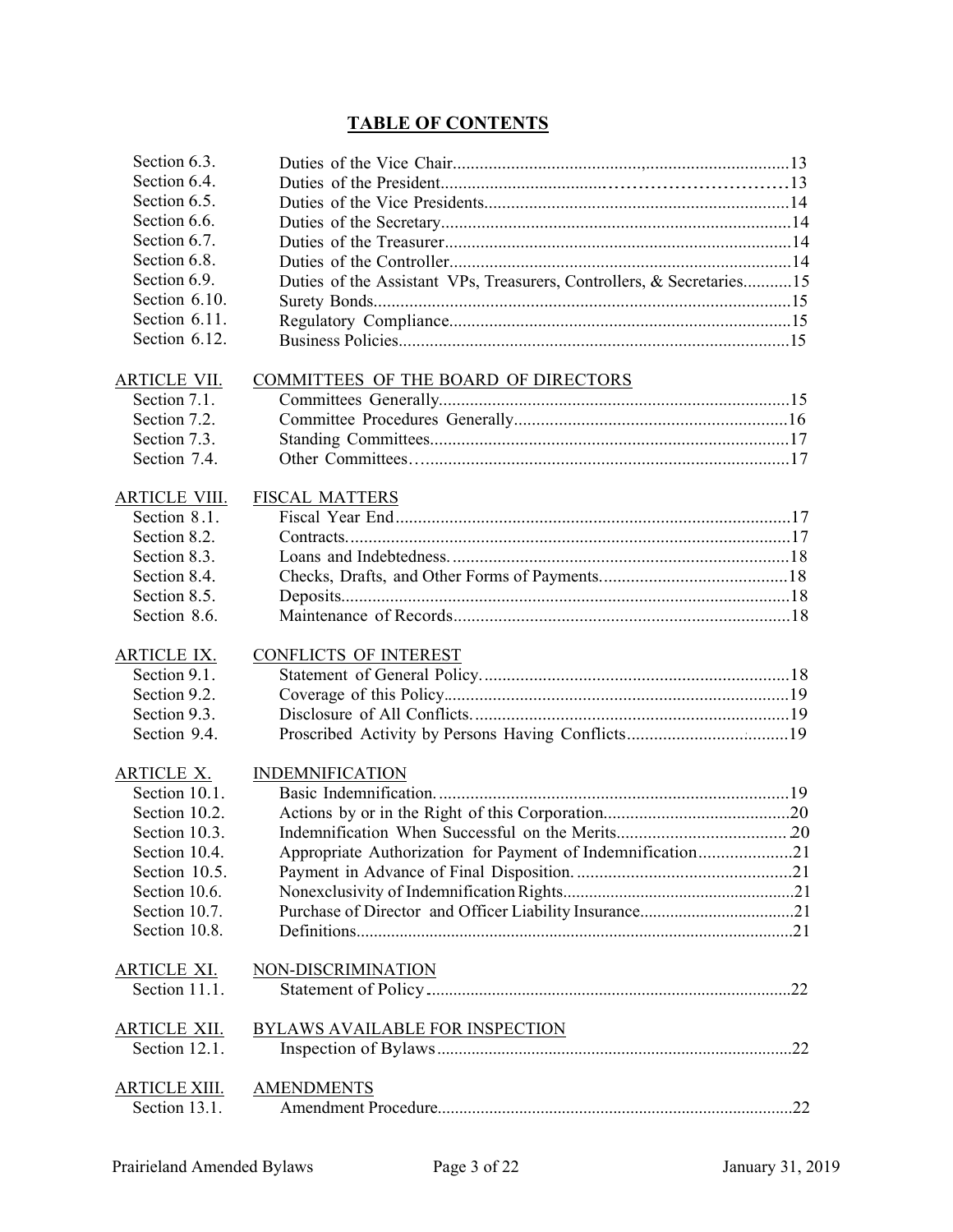## TABLE OF CONTENTS

| | | |
|---|---|---|
| Section 6.3. | Duties of the Vice Chair | 13 |
| Section 6.4. | Duties of the President | 13 |
| Section 6.5. | Duties of the Vice Presidents | 14 |
| Section 6.6. | Duties of the Secretary | 14 |
| Section 6.7. | Duties of the Treasurer | 14 |
| Section 6.8. | Duties of the Controller | 14 |
| Section 6.9. | Duties of the Assistant VPs, Treasurers, Controllers, & Secretaries | 15 |
| Section 6.10. | Surety Bonds | 15 |
| Section 6.11. | Regulatory Compliance | 15 |
| Section 6.12. | Business Policies | 15 |
| ARTICLE VII. | COMMITTEES OF THE BOARD OF DIRECTORS | |
| Section 7.1. | Committees Generally | 15 |
| Section 7.2. | Committee Procedures Generally | 16 |
| Section 7.3. | Standing Committees | 17 |
| Section 7.4. | Other Committees | 17 |
| ARTICLE VIII. | FISCAL MATTERS | |
| Section 8.1. | Fiscal Year End | 17 |
| Section 8.2. | Contracts | 17 |
| Section 8.3. | Loans and Indebtedness | 18 |
| Section 8.4. | Checks, Drafts, and Other Forms of Payments | 18 |
| Section 8.5. | Deposits | 18 |
| Section 8.6. | Maintenance of Records | 18 |
| ARTICLE IX. | CONFLICTS OF INTEREST | |
| Section 9.1. | Statement of General Policy | 18 |
| Section 9.2. | Coverage of this Policy | 19 |
| Section 9.3. | Disclosure of All Conflicts | 19 |
| Section 9.4. | Proscribed Activity by Persons Having Conflicts | 19 |
| ARTICLE X. | INDEMNIFICATION | |
| Section 10.1. | Basic Indemnification | 19 |
| Section 10.2. | Actions by or in the Right of this Corporation | 20 |
| Section 10.3. | Indemnification When Successful on the Merits | 20 |
| Section 10.4. | Appropriate Authorization for Payment of Indemnification | 21 |
| Section 10.5. | Payment in Advance of Final Disposition | 21 |
| Section 10.6. | Nonexclusivity of Indemnification Rights | 21 |
| Section 10.7. | Purchase of Director and Officer Liability Insurance | 21 |
| Section 10.8. | Definitions | 21 |
| ARTICLE XI. | NON-DISCRIMINATION | |
| Section 11.1. | Statement of Policy | 22 |
| ARTICLE XII. | BYLAWS AVAILABLE FOR INSPECTION | |
| Section 12.1. | Inspection of Bylaws | 22 |
| ARTICLE XIII. | AMENDMENTS | |
| Section 13.1. | Amendment Procedure | 22 |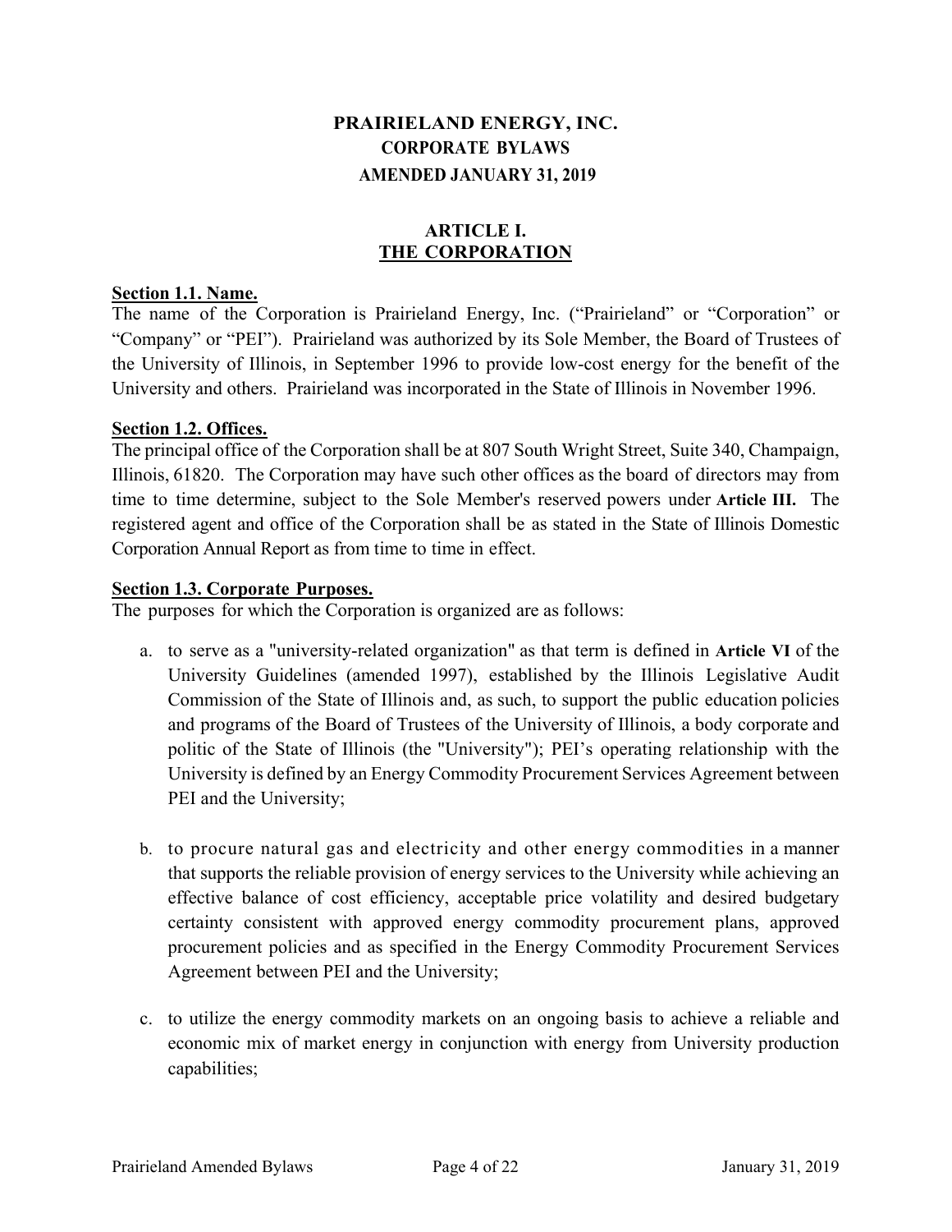# PRAIRIELAND ENERGY, INC.
## CORPORATE BYLAWS
## AMENDED JANUARY 31, 2019

## ARTICLE I.
## THE CORPORATION

**Section 1.1. Name.**

The name of the Corporation is Prairieland Energy, Inc. ("Prairieland" or "Corporation" or "Company" or "PEI"). Prairieland was authorized by its Sole Member, the Board of Trustees of the University of Illinois, in September 1996 to provide low-cost energy for the benefit of the University and others. Prairieland was incorporated in the State of Illinois in November 1996.

**Section 1.2. Offices.**

The principal office of the Corporation shall be at 807 South Wright Street, Suite 340, Champaign, Illinois, 61820. The Corporation may have such other offices as the board of directors may from time to time determine, subject to the Sole Member's reserved powers under **Article III.** The registered agent and office of the Corporation shall be as stated in the State of Illinois Domestic Corporation Annual Report as from time to time in effect.

**Section 1.3. Corporate Purposes.**

The purposes for which the Corporation is organized are as follows:

a. to serve as a "university-related organization" as that term is defined in **Article VI** of the University Guidelines (amended 1997), established by the Illinois Legislative Audit Commission of the State of Illinois and, as such, to support the public education policies and programs of the Board of Trustees of the University of Illinois, a body corporate and politic of the State of Illinois (the "University"); PEI's operating relationship with the University is defined by an Energy Commodity Procurement Services Agreement between PEI and the University;

b. to procure natural gas and electricity and other energy commodities in a manner that supports the reliable provision of energy services to the University while achieving an effective balance of cost efficiency, acceptable price volatility and desired budgetary certainty consistent with approved energy commodity procurement plans, approved procurement policies and as specified in the Energy Commodity Procurement Services Agreement between PEI and the University;

c. to utilize the energy commodity markets on an ongoing basis to achieve a reliable and economic mix of market energy in conjunction with energy from University production capabilities;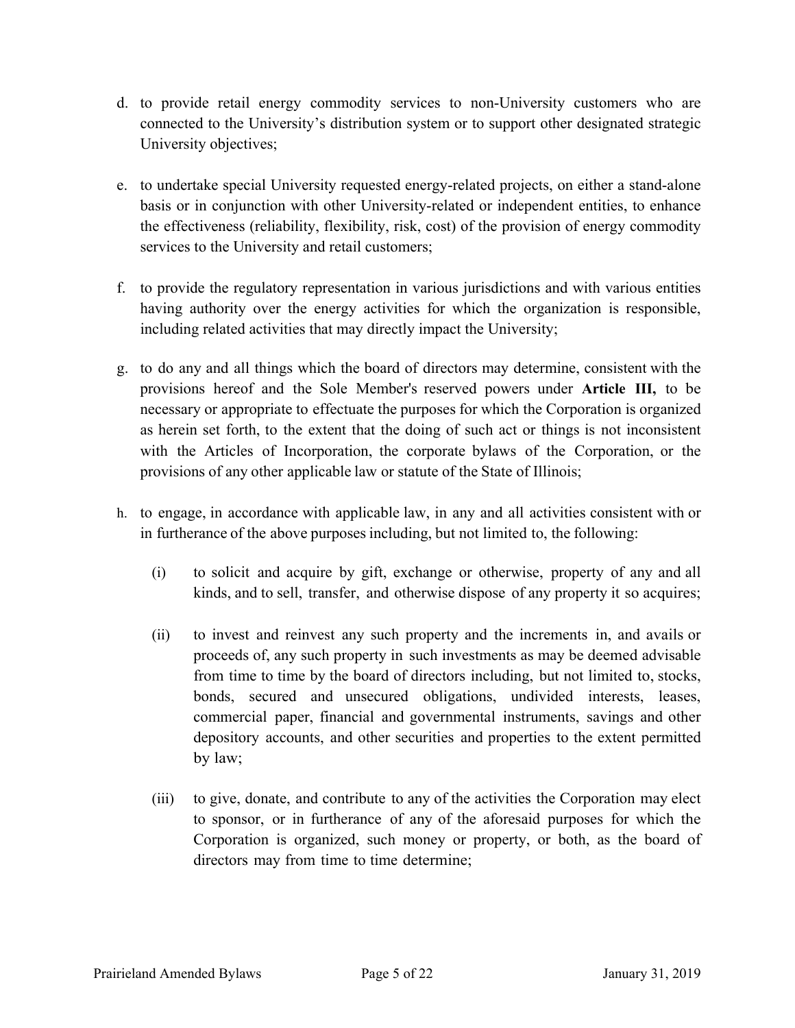d. to provide retail energy commodity services to non-University customers who are connected to the University's distribution system or to support other designated strategic University objectives;

e. to undertake special University requested energy-related projects, on either a stand-alone basis or in conjunction with other University-related or independent entities, to enhance the effectiveness (reliability, flexibility, risk, cost) of the provision of energy commodity services to the University and retail customers;

f. to provide the regulatory representation in various jurisdictions and with various entities having authority over the energy activities for which the organization is responsible, including related activities that may directly impact the University;

g. to do any and all things which the board of directors may determine, consistent with the provisions hereof and the Sole Member's reserved powers under **Article III,** to be necessary or appropriate to effectuate the purposes for which the Corporation is organized as herein set forth, to the extent that the doing of such act or things is not inconsistent with the Articles of Incorporation, the corporate bylaws of the Corporation, or the provisions of any other applicable law or statute of the State of Illinois;

h. to engage, in accordance with applicable law, in any and all activities consistent with or in furtherance of the above purposes including, but not limited to, the following:

   (i) to solicit and acquire by gift, exchange or otherwise, property of any and all kinds, and to sell, transfer, and otherwise dispose of any property it so acquires;

   (ii) to invest and reinvest any such property and the increments in, and avails or proceeds of, any such property in such investments as may be deemed advisable from time to time by the board of directors including, but not limited to, stocks, bonds, secured and unsecured obligations, undivided interests, leases, commercial paper, financial and governmental instruments, savings and other depository accounts, and other securities and properties to the extent permitted by law;

   (iii) to give, donate, and contribute to any of the activities the Corporation may elect to sponsor, or in furtherance of any of the aforesaid purposes for which the Corporation is organized, such money or property, or both, as the board of directors may from time to time determine;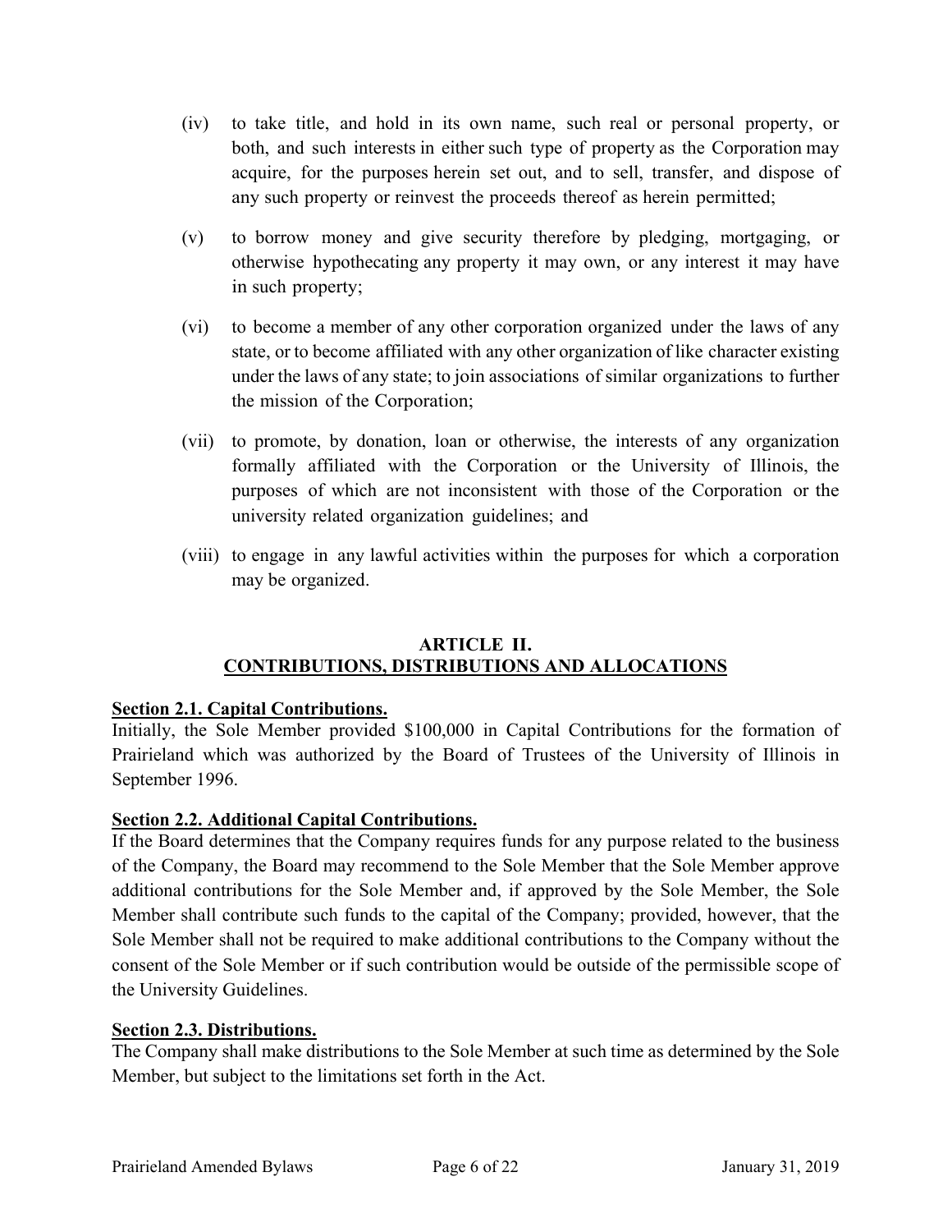(iv) to take title, and hold in its own name, such real or personal property, or both, and such interests in either such type of property as the Corporation may acquire, for the purposes herein set out, and to sell, transfer, and dispose of any such property or reinvest the proceeds thereof as herein permitted;

(v) to borrow money and give security therefore by pledging, mortgaging, or otherwise hypothecating any property it may own, or any interest it may have in such property;

(vi) to become a member of any other corporation organized under the laws of any state, or to become affiliated with any other organization of like character existing under the laws of any state; to join associations of similar organizations to further the mission of the Corporation;

(vii) to promote, by donation, loan or otherwise, the interests of any organization formally affiliated with the Corporation or the University of Illinois, the purposes of which are not inconsistent with those of the Corporation or the university related organization guidelines; and

(viii) to engage in any lawful activities within the purposes for which a corporation may be organized.

## ARTICLE II.
## CONTRIBUTIONS, DISTRIBUTIONS AND ALLOCATIONS

**Section 2.1. Capital Contributions.**
Initially, the Sole Member provided $100,000 in Capital Contributions for the formation of Prairieland which was authorized by the Board of Trustees of the University of Illinois in September 1996.

**Section 2.2. Additional Capital Contributions.**
If the Board determines that the Company requires funds for any purpose related to the business of the Company, the Board may recommend to the Sole Member that the Sole Member approve additional contributions for the Sole Member and, if approved by the Sole Member, the Sole Member shall contribute such funds to the capital of the Company; provided, however, that the Sole Member shall not be required to make additional contributions to the Company without the consent of the Sole Member or if such contribution would be outside of the permissible scope of the University Guidelines.

**Section 2.3. Distributions.**
The Company shall make distributions to the Sole Member at such time as determined by the Sole Member, but subject to the limitations set forth in the Act.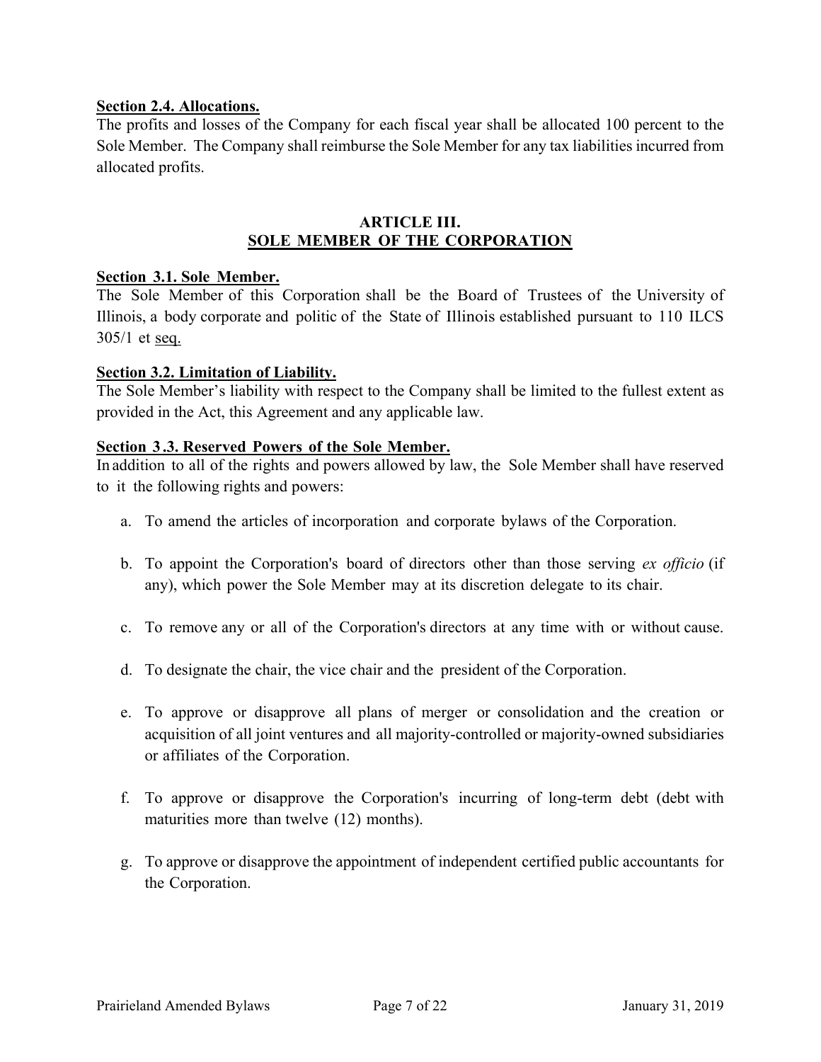**Section 2.4. Allocations.**

The profits and losses of the Company for each fiscal year shall be allocated 100 percent to the Sole Member. The Company shall reimburse the Sole Member for any tax liabilities incurred from allocated profits.

## ARTICLE III.
## SOLE MEMBER OF THE CORPORATION

**Section 3.1. Sole Member.**

The Sole Member of this Corporation shall be the Board of Trustees of the University of Illinois, a body corporate and politic of the State of Illinois established pursuant to 110 ILCS 305/1 et seq.

**Section 3.2. Limitation of Liability.**

The Sole Member's liability with respect to the Company shall be limited to the fullest extent as provided in the Act, this Agreement and any applicable law.

**Section 3.3. Reserved Powers of the Sole Member.**

In addition to all of the rights and powers allowed by law, the Sole Member shall have reserved to it the following rights and powers:

a. To amend the articles of incorporation and corporate bylaws of the Corporation.

b. To appoint the Corporation's board of directors other than those serving *ex officio* (if any), which power the Sole Member may at its discretion delegate to its chair.

c. To remove any or all of the Corporation's directors at any time with or without cause.

d. To designate the chair, the vice chair and the president of the Corporation.

e. To approve or disapprove all plans of merger or consolidation and the creation or acquisition of all joint ventures and all majority-controlled or majority-owned subsidiaries or affiliates of the Corporation.

f. To approve or disapprove the Corporation's incurring of long-term debt (debt with maturities more than twelve (12) months).

g. To approve or disapprove the appointment of independent certified public accountants for the Corporation.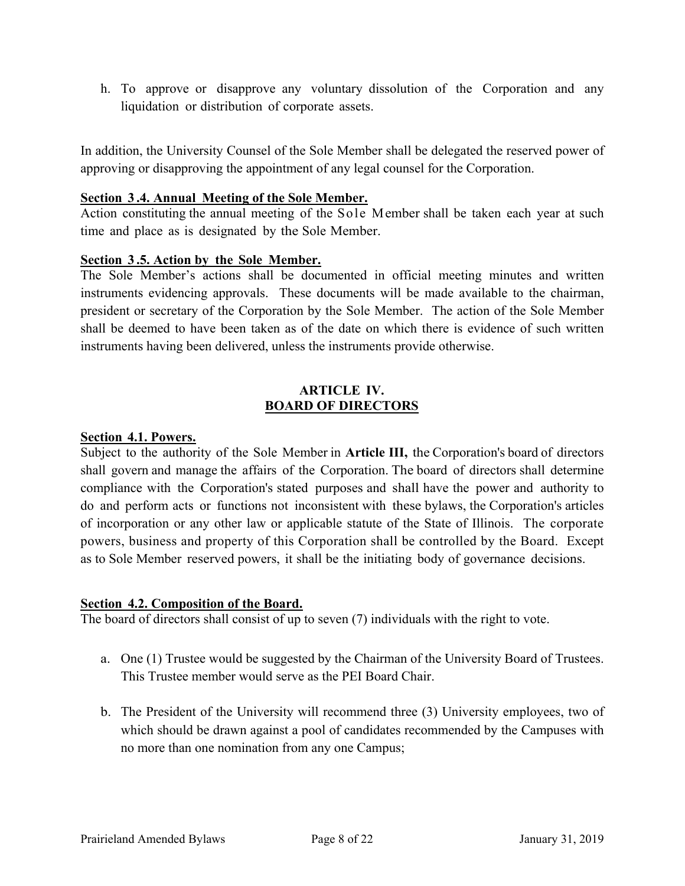h. To approve or disapprove any voluntary dissolution of the Corporation and any liquidation or distribution of corporate assets.

In addition, the University Counsel of the Sole Member shall be delegated the reserved power of approving or disapproving the appointment of any legal counsel for the Corporation.

**Section 3.4. Annual Meeting of the Sole Member.**
Action constituting the annual meeting of the Sole Member shall be taken each year at such time and place as is designated by the Sole Member.

**Section 3.5. Action by the Sole Member.**
The Sole Member's actions shall be documented in official meeting minutes and written instruments evidencing approvals. These documents will be made available to the chairman, president or secretary of the Corporation by the Sole Member. The action of the Sole Member shall be deemed to have been taken as of the date on which there is evidence of such written instruments having been delivered, unless the instruments provide otherwise.

## ARTICLE IV.
## BOARD OF DIRECTORS

**Section 4.1. Powers.**
Subject to the authority of the Sole Member in **Article III,** the Corporation's board of directors shall govern and manage the affairs of the Corporation. The board of directors shall determine compliance with the Corporation's stated purposes and shall have the power and authority to do and perform acts or functions not inconsistent with these bylaws, the Corporation's articles of incorporation or any other law or applicable statute of the State of Illinois. The corporate powers, business and property of this Corporation shall be controlled by the Board. Except as to Sole Member reserved powers, it shall be the initiating body of governance decisions.

**Section 4.2. Composition of the Board.**
The board of directors shall consist of up to seven (7) individuals with the right to vote.

a. One (1) Trustee would be suggested by the Chairman of the University Board of Trustees. This Trustee member would serve as the PEI Board Chair.

b. The President of the University will recommend three (3) University employees, two of which should be drawn against a pool of candidates recommended by the Campuses with no more than one nomination from any one Campus;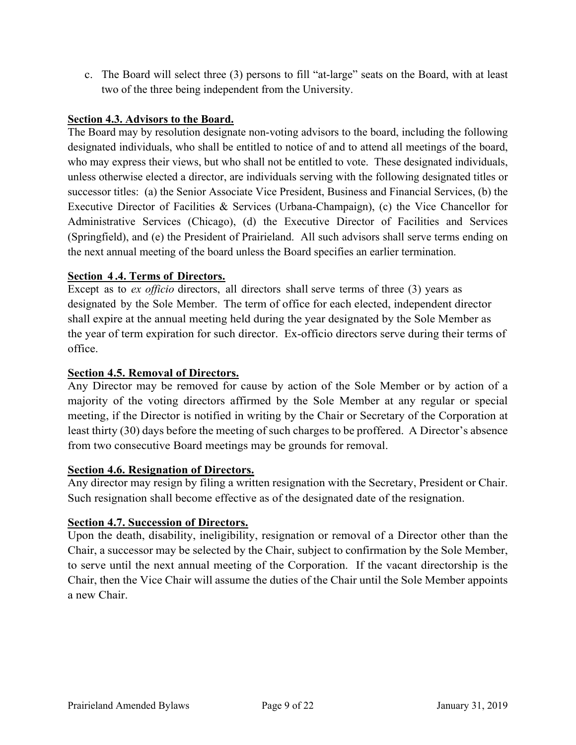c. The Board will select three (3) persons to fill "at-large" seats on the Board, with at least two of the three being independent from the University.

**<u>Section 4.3. Advisors to the Board.</u>**
The Board may by resolution designate non-voting advisors to the board, including the following designated individuals, who shall be entitled to notice of and to attend all meetings of the board, who may express their views, but who shall not be entitled to vote. These designated individuals, unless otherwise elected a director, are individuals serving with the following designated titles or successor titles: (a) the Senior Associate Vice President, Business and Financial Services, (b) the Executive Director of Facilities & Services (Urbana-Champaign), (c) the Vice Chancellor for Administrative Services (Chicago), (d) the Executive Director of Facilities and Services (Springfield), and (e) the President of Prairieland. All such advisors shall serve terms ending on the next annual meeting of the board unless the Board specifies an earlier termination.

**<u>Section 4.4. Terms of Directors.</u>**
Except as to *ex officio* directors, all directors shall serve terms of three (3) years as designated by the Sole Member. The term of office for each elected, independent director shall expire at the annual meeting held during the year designated by the Sole Member as the year of term expiration for such director. Ex-officio directors serve during their terms of office.

**<u>Section 4.5. Removal of Directors.</u>**
Any Director may be removed for cause by action of the Sole Member or by action of a majority of the voting directors affirmed by the Sole Member at any regular or special meeting, if the Director is notified in writing by the Chair or Secretary of the Corporation at least thirty (30) days before the meeting of such charges to be proffered. A Director's absence from two consecutive Board meetings may be grounds for removal.

**<u>Section 4.6. Resignation of Directors.</u>**
Any director may resign by filing a written resignation with the Secretary, President or Chair. Such resignation shall become effective as of the designated date of the resignation.

**<u>Section 4.7. Succession of Directors.</u>**
Upon the death, disability, ineligibility, resignation or removal of a Director other than the Chair, a successor may be selected by the Chair, subject to confirmation by the Sole Member, to serve until the next annual meeting of the Corporation. If the vacant directorship is the Chair, then the Vice Chair will assume the duties of the Chair until the Sole Member appoints a new Chair.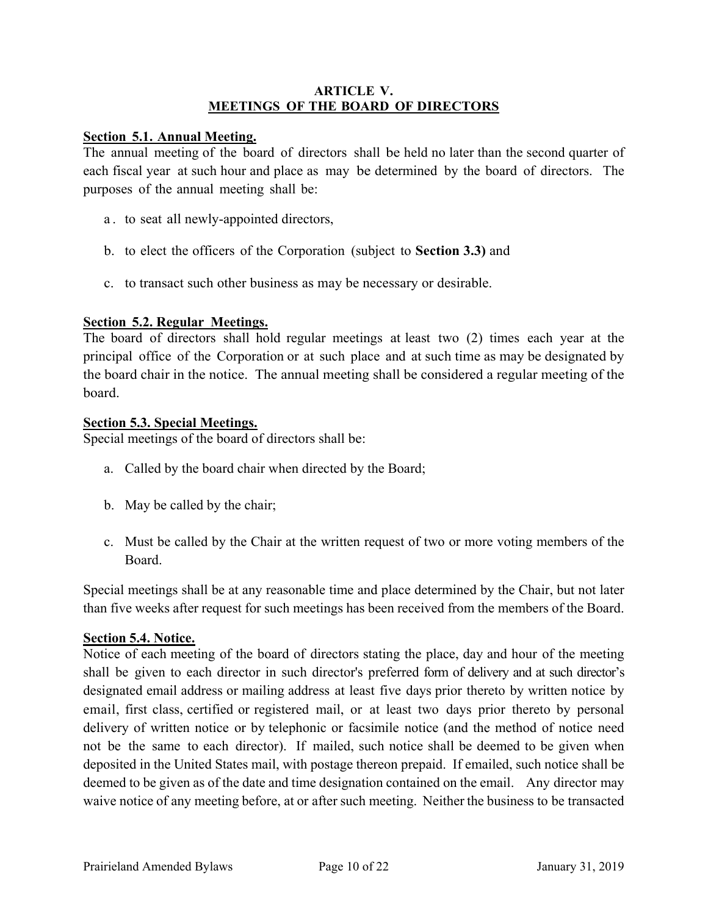## ARTICLE V.
## MEETINGS OF THE BOARD OF DIRECTORS

**Section 5.1. Annual Meeting.**
The annual meeting of the board of directors shall be held no later than the second quarter of each fiscal year at such hour and place as may be determined by the board of directors. The purposes of the annual meeting shall be:

a. to seat all newly-appointed directors,

b. to elect the officers of the Corporation (subject to **Section 3.3)** and

c. to transact such other business as may be necessary or desirable.

**Section 5.2. Regular Meetings.**
The board of directors shall hold regular meetings at least two (2) times each year at the principal office of the Corporation or at such place and at such time as may be designated by the board chair in the notice. The annual meeting shall be considered a regular meeting of the board.

**Section 5.3. Special Meetings.**
Special meetings of the board of directors shall be:

a. Called by the board chair when directed by the Board;

b. May be called by the chair;

c. Must be called by the Chair at the written request of two or more voting members of the Board.

Special meetings shall be at any reasonable time and place determined by the Chair, but not later than five weeks after request for such meetings has been received from the members of the Board.

**Section 5.4. Notice.**
Notice of each meeting of the board of directors stating the place, day and hour of the meeting shall be given to each director in such director's preferred form of delivery and at such director's designated email address or mailing address at least five days prior thereto by written notice by email, first class, certified or registered mail, or at least two days prior thereto by personal delivery of written notice or by telephonic or facsimile notice (and the method of notice need not be the same to each director). If mailed, such notice shall be deemed to be given when deposited in the United States mail, with postage thereon prepaid. If emailed, such notice shall be deemed to be given as of the date and time designation contained on the email. Any director may waive notice of any meeting before, at or after such meeting. Neither the business to be transacted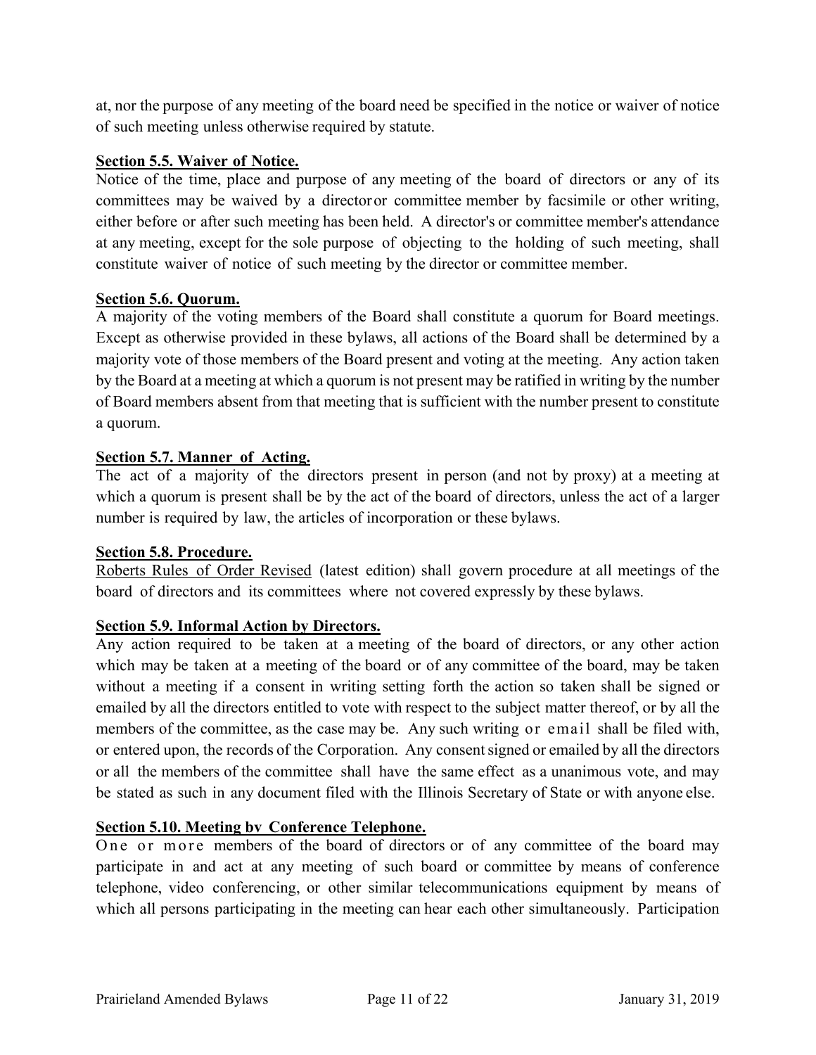at, nor the purpose of any meeting of the board need be specified in the notice or waiver of notice of such meeting unless otherwise required by statute.

**Section 5.5. Waiver of Notice.**

Notice of the time, place and purpose of any meeting of the board of directors or any of its committees may be waived by a director or committee member by facsimile or other writing, either before or after such meeting has been held. A director's or committee member's attendance at any meeting, except for the sole purpose of objecting to the holding of such meeting, shall constitute waiver of notice of such meeting by the director or committee member.

**Section 5.6. Quorum.**

A majority of the voting members of the Board shall constitute a quorum for Board meetings. Except as otherwise provided in these bylaws, all actions of the Board shall be determined by a majority vote of those members of the Board present and voting at the meeting. Any action taken by the Board at a meeting at which a quorum is not present may be ratified in writing by the number of Board members absent from that meeting that is sufficient with the number present to constitute a quorum.

**Section 5.7. Manner of Acting.**

The act of a majority of the directors present in person (and not by proxy) at a meeting at which a quorum is present shall be by the act of the board of directors, unless the act of a larger number is required by law, the articles of incorporation or these bylaws.

**Section 5.8. Procedure.**

Roberts Rules of Order Revised (latest edition) shall govern procedure at all meetings of the board of directors and its committees where not covered expressly by these bylaws.

**Section 5.9. Informal Action by Directors.**

Any action required to be taken at a meeting of the board of directors, or any other action which may be taken at a meeting of the board or of any committee of the board, may be taken without a meeting if a consent in writing setting forth the action so taken shall be signed or emailed by all the directors entitled to vote with respect to the subject matter thereof, or by all the members of the committee, as the case may be. Any such writing or email shall be filed with, or entered upon, the records of the Corporation. Any consent signed or emailed by all the directors or all the members of the committee shall have the same effect as a unanimous vote, and may be stated as such in any document filed with the Illinois Secretary of State or with anyone else.

**Section 5.10. Meeting bv Conference Telephone.**

One or more members of the board of directors or of any committee of the board may participate in and act at any meeting of such board or committee by means of conference telephone, video conferencing, or other similar telecommunications equipment by means of which all persons participating in the meeting can hear each other simultaneously. Participation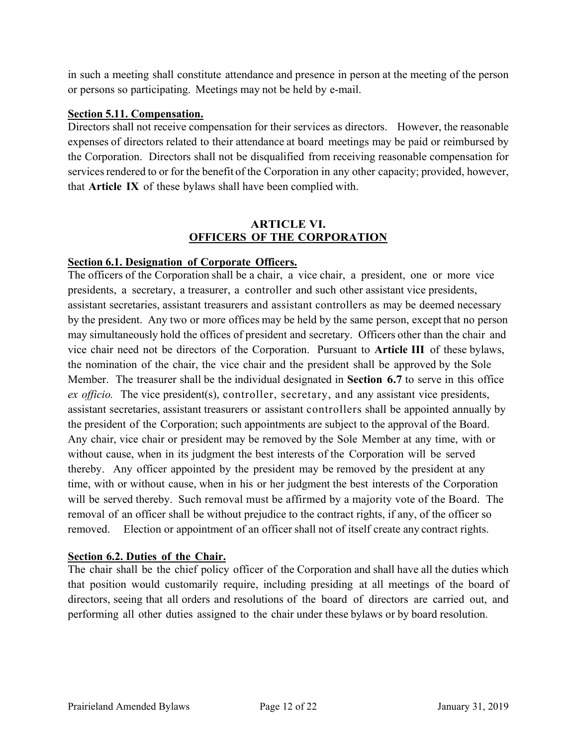in such a meeting shall constitute attendance and presence in person at the meeting of the person or persons so participating. Meetings may not be held by e-mail.

**Section 5.11. Compensation.**

Directors shall not receive compensation for their services as directors. However, the reasonable expenses of directors related to their attendance at board meetings may be paid or reimbursed by the Corporation. Directors shall not be disqualified from receiving reasonable compensation for services rendered to or for the benefit of the Corporation in any other capacity; provided, however, that **Article IX** of these bylaws shall have been complied with.

## ARTICLE VI.
## OFFICERS OF THE CORPORATION

**Section 6.1. Designation of Corporate Officers.**

The officers of the Corporation shall be a chair, a vice chair, a president, one or more vice presidents, a secretary, a treasurer, a controller and such other assistant vice presidents, assistant secretaries, assistant treasurers and assistant controllers as may be deemed necessary by the president. Any two or more offices may be held by the same person, except that no person may simultaneously hold the offices of president and secretary. Officers other than the chair and vice chair need not be directors of the Corporation. Pursuant to **Article III** of these bylaws, the nomination of the chair, the vice chair and the president shall be approved by the Sole Member. The treasurer shall be the individual designated in **Section 6.7** to serve in this office *ex officio.* The vice president(s), controller, secretary, and any assistant vice presidents, assistant secretaries, assistant treasurers or assistant controllers shall be appointed annually by the president of the Corporation; such appointments are subject to the approval of the Board. Any chair, vice chair or president may be removed by the Sole Member at any time, with or without cause, when in its judgment the best interests of the Corporation will be served thereby. Any officer appointed by the president may be removed by the president at any time, with or without cause, when in his or her judgment the best interests of the Corporation will be served thereby. Such removal must be affirmed by a majority vote of the Board. The removal of an officer shall be without prejudice to the contract rights, if any, of the officer so removed. Election or appointment of an officer shall not of itself create any contract rights.

**Section 6.2. Duties of the Chair.**

The chair shall be the chief policy officer of the Corporation and shall have all the duties which that position would customarily require, including presiding at all meetings of the board of directors, seeing that all orders and resolutions of the board of directors are carried out, and performing all other duties assigned to the chair under these bylaws or by board resolution.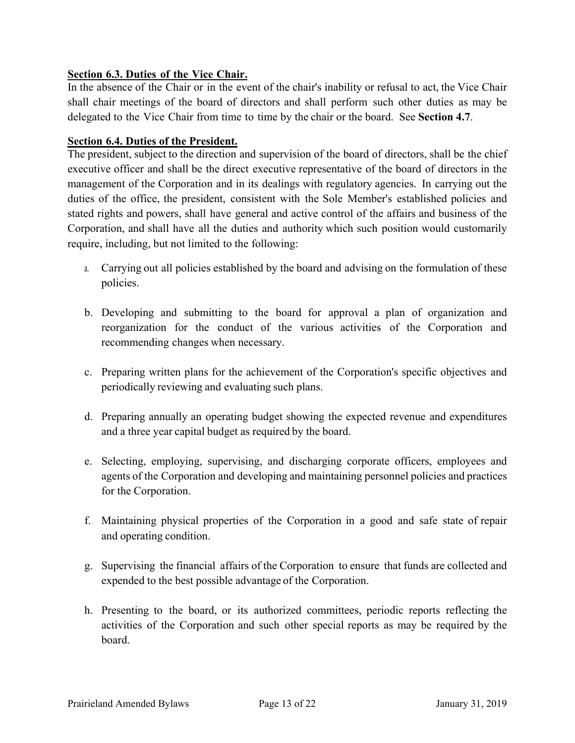**Section 6.3. Duties of the Vice Chair.**

In the absence of the Chair or in the event of the chair's inability or refusal to act, the Vice Chair shall chair meetings of the board of directors and shall perform such other duties as may be delegated to the Vice Chair from time to time by the chair or the board. See **Section 4.7**.

**Section 6.4. Duties of the President.**

The president, subject to the direction and supervision of the board of directors, shall be the chief executive officer and shall be the direct executive representative of the board of directors in the management of the Corporation and in its dealings with regulatory agencies. In carrying out the duties of the office, the president, consistent with the Sole Member's established policies and stated rights and powers, shall have general and active control of the affairs and business of the Corporation, and shall have all the duties and authority which such position would customarily require, including, but not limited to the following:

a. Carrying out all policies established by the board and advising on the formulation of these policies.

b. Developing and submitting to the board for approval a plan of organization and reorganization for the conduct of the various activities of the Corporation and recommending changes when necessary.

c. Preparing written plans for the achievement of the Corporation's specific objectives and periodically reviewing and evaluating such plans.

d. Preparing annually an operating budget showing the expected revenue and expenditures and a three year capital budget as required by the board.

e. Selecting, employing, supervising, and discharging corporate officers, employees and agents of the Corporation and developing and maintaining personnel policies and practices for the Corporation.

f. Maintaining physical properties of the Corporation in a good and safe state of repair and operating condition.

g. Supervising the financial affairs of the Corporation to ensure that funds are collected and expended to the best possible advantage of the Corporation.

h. Presenting to the board, or its authorized committees, periodic reports reflecting the activities of the Corporation and such other special reports as may be required by the board.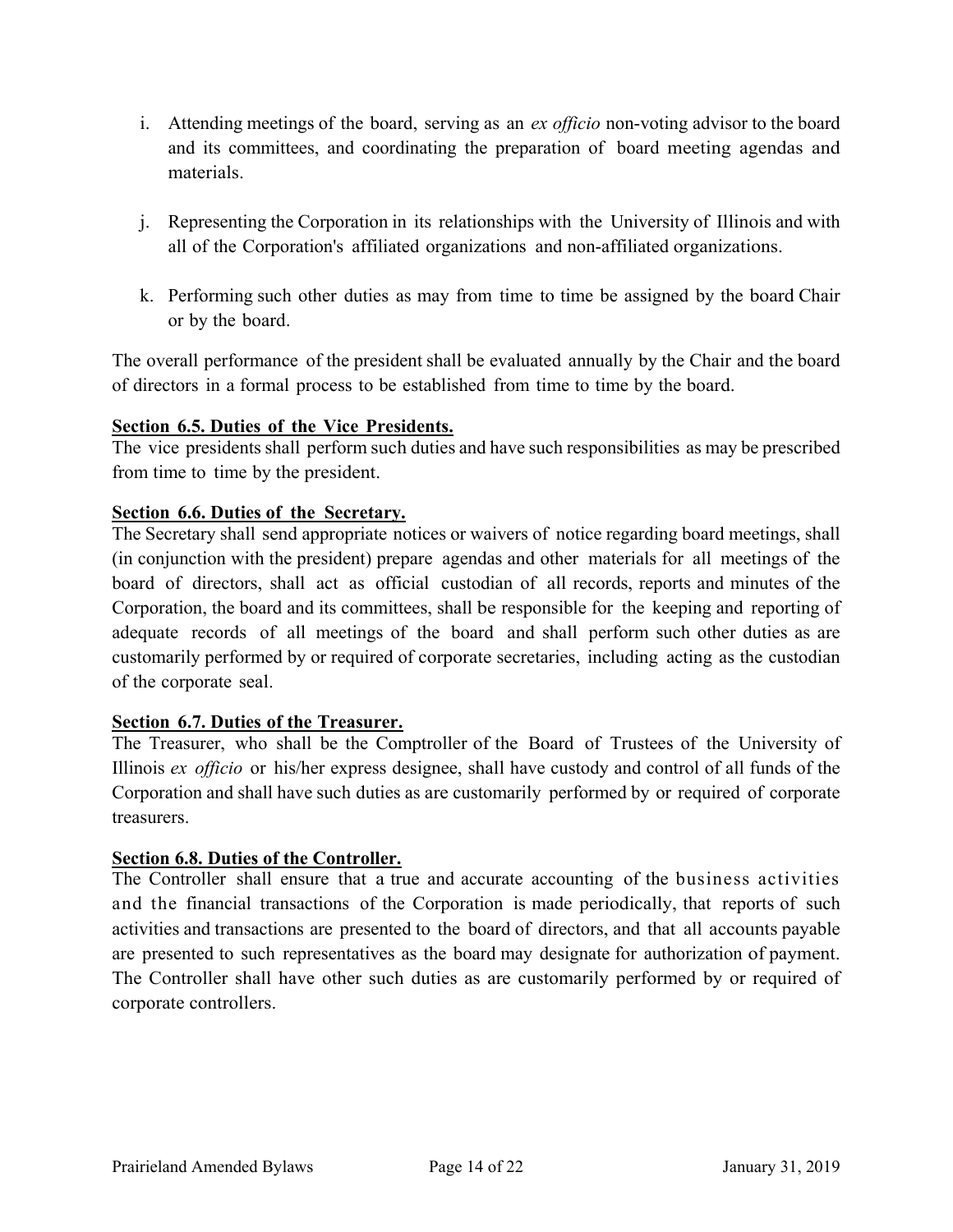i. Attending meetings of the board, serving as an *ex officio* non-voting advisor to the board and its committees, and coordinating the preparation of board meeting agendas and materials.

j. Representing the Corporation in its relationships with the University of Illinois and with all of the Corporation's affiliated organizations and non-affiliated organizations.

k. Performing such other duties as may from time to time be assigned by the board Chair or by the board.

The overall performance of the president shall be evaluated annually by the Chair and the board of directors in a formal process to be established from time to time by the board.

**Section 6.5. Duties of the Vice Presidents.**

The vice presidents shall perform such duties and have such responsibilities as may be prescribed from time to time by the president.

**Section 6.6. Duties of the Secretary.**

The Secretary shall send appropriate notices or waivers of notice regarding board meetings, shall (in conjunction with the president) prepare agendas and other materials for all meetings of the board of directors, shall act as official custodian of all records, reports and minutes of the Corporation, the board and its committees, shall be responsible for the keeping and reporting of adequate records of all meetings of the board and shall perform such other duties as are customarily performed by or required of corporate secretaries, including acting as the custodian of the corporate seal.

**Section 6.7. Duties of the Treasurer.**

The Treasurer, who shall be the Comptroller of the Board of Trustees of the University of Illinois *ex officio* or his/her express designee, shall have custody and control of all funds of the Corporation and shall have such duties as are customarily performed by or required of corporate treasurers.

**Section 6.8. Duties of the Controller.**

The Controller shall ensure that a true and accurate accounting of the business activities and the financial transactions of the Corporation is made periodically, that reports of such activities and transactions are presented to the board of directors, and that all accounts payable are presented to such representatives as the board may designate for authorization of payment. The Controller shall have other such duties as are customarily performed by or required of corporate controllers.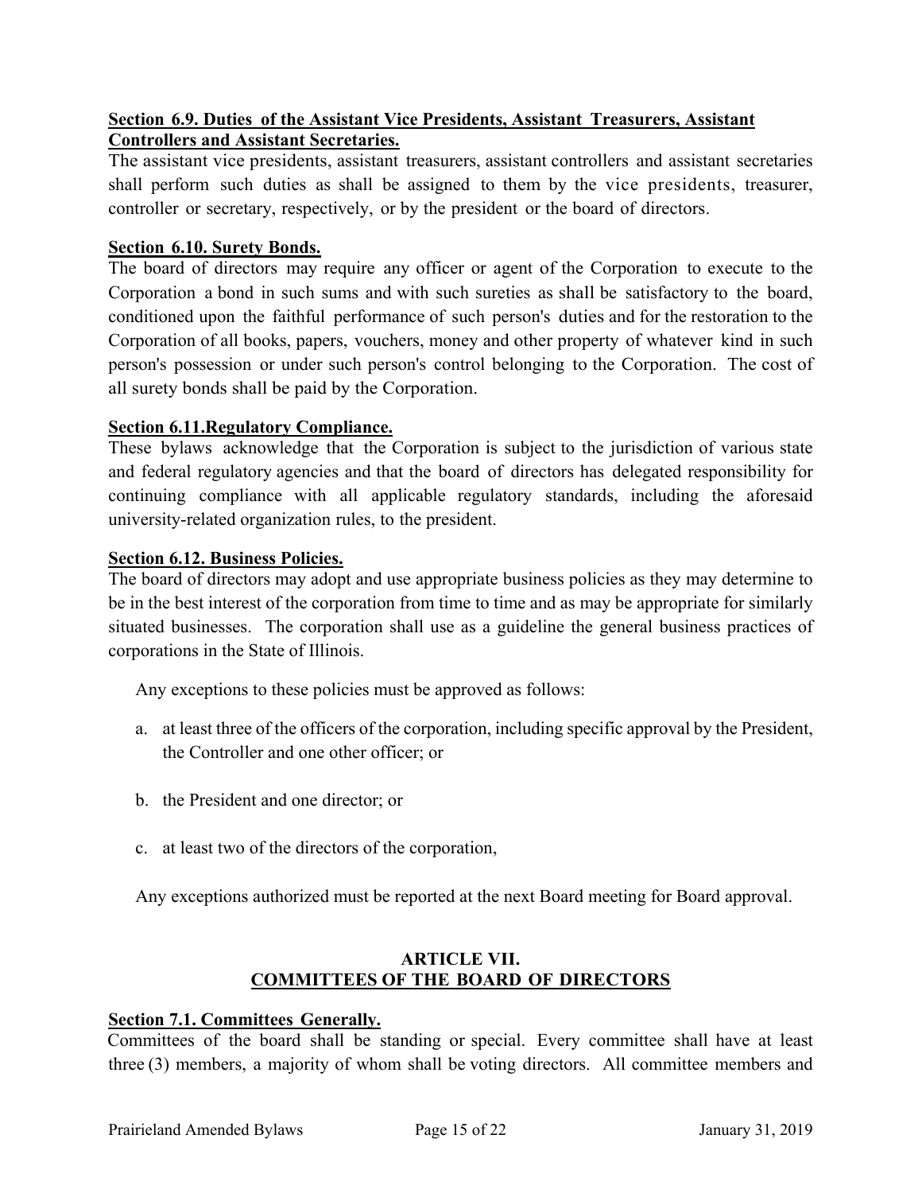**Section 6.9. Duties of the Assistant Vice Presidents, Assistant Treasurers, Assistant Controllers and Assistant Secretaries.**

The assistant vice presidents, assistant treasurers, assistant controllers and assistant secretaries shall perform such duties as shall be assigned to them by the vice presidents, treasurer, controller or secretary, respectively, or by the president or the board of directors.

**Section 6.10. Surety Bonds.**

The board of directors may require any officer or agent of the Corporation to execute to the Corporation a bond in such sums and with such sureties as shall be satisfactory to the board, conditioned upon the faithful performance of such person's duties and for the restoration to the Corporation of all books, papers, vouchers, money and other property of whatever kind in such person's possession or under such person's control belonging to the Corporation. The cost of all surety bonds shall be paid by the Corporation.

**Section 6.11.Regulatory Compliance.**

These bylaws acknowledge that the Corporation is subject to the jurisdiction of various state and federal regulatory agencies and that the board of directors has delegated responsibility for continuing compliance with all applicable regulatory standards, including the aforesaid university-related organization rules, to the president.

**Section 6.12. Business Policies.**

The board of directors may adopt and use appropriate business policies as they may determine to be in the best interest of the corporation from time to time and as may be appropriate for similarly situated businesses. The corporation shall use as a guideline the general business practices of corporations in the State of Illinois.

Any exceptions to these policies must be approved as follows:

a. at least three of the officers of the corporation, including specific approval by the President, the Controller and one other officer; or

b. the President and one director; or

c. at least two of the directors of the corporation,

Any exceptions authorized must be reported at the next Board meeting for Board approval.

## ARTICLE VII.
## COMMITTEES OF THE BOARD OF DIRECTORS

**Section 7.1. Committees Generally.**

Committees of the board shall be standing or special. Every committee shall have at least three (3) members, a majority of whom shall be voting directors. All committee members and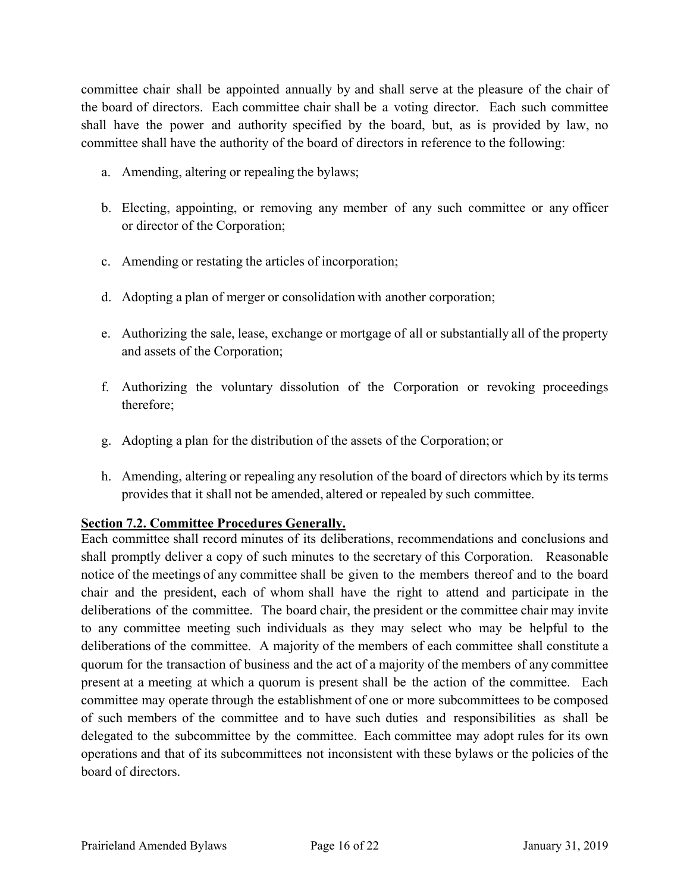committee chair shall be appointed annually by and shall serve at the pleasure of the chair of the board of directors. Each committee chair shall be a voting director. Each such committee shall have the power and authority specified by the board, but, as is provided by law, no committee shall have the authority of the board of directors in reference to the following:

a. Amending, altering or repealing the bylaws;

b. Electing, appointing, or removing any member of any such committee or any officer or director of the Corporation;

c. Amending or restating the articles of incorporation;

d. Adopting a plan of merger or consolidation with another corporation;

e. Authorizing the sale, lease, exchange or mortgage of all or substantially all of the property and assets of the Corporation;

f. Authorizing the voluntary dissolution of the Corporation or revoking proceedings therefore;

g. Adopting a plan for the distribution of the assets of the Corporation; or

h. Amending, altering or repealing any resolution of the board of directors which by its terms provides that it shall not be amended, altered or repealed by such committee.

**Section 7.2. Committee Procedures Generally.**

Each committee shall record minutes of its deliberations, recommendations and conclusions and shall promptly deliver a copy of such minutes to the secretary of this Corporation. Reasonable notice of the meetings of any committee shall be given to the members thereof and to the board chair and the president, each of whom shall have the right to attend and participate in the deliberations of the committee. The board chair, the president or the committee chair may invite to any committee meeting such individuals as they may select who may be helpful to the deliberations of the committee. A majority of the members of each committee shall constitute a quorum for the transaction of business and the act of a majority of the members of any committee present at a meeting at which a quorum is present shall be the action of the committee. Each committee may operate through the establishment of one or more subcommittees to be composed of such members of the committee and to have such duties and responsibilities as shall be delegated to the subcommittee by the committee. Each committee may adopt rules for its own operations and that of its subcommittees not inconsistent with these bylaws or the policies of the board of directors.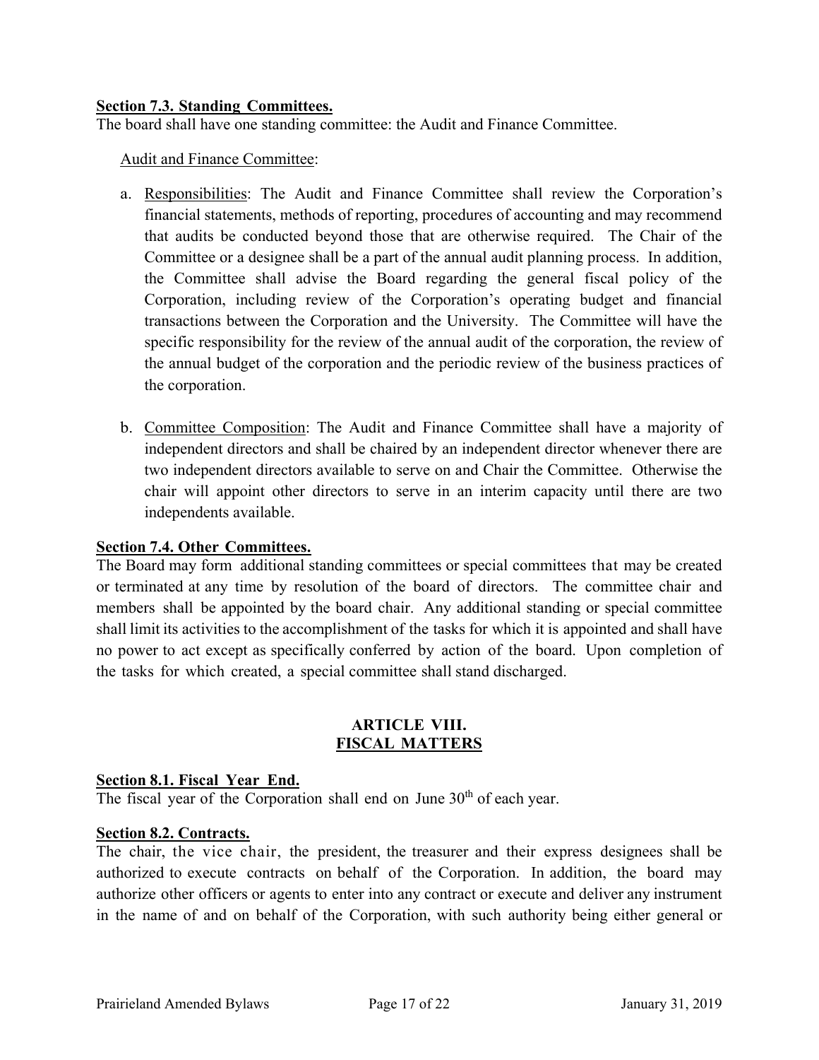**Section 7.3. Standing Committees.**
The board shall have one standing committee: the Audit and Finance Committee.

Audit and Finance Committee:

a. Responsibilities: The Audit and Finance Committee shall review the Corporation's financial statements, methods of reporting, procedures of accounting and may recommend that audits be conducted beyond those that are otherwise required. The Chair of the Committee or a designee shall be a part of the annual audit planning process. In addition, the Committee shall advise the Board regarding the general fiscal policy of the Corporation, including review of the Corporation's operating budget and financial transactions between the Corporation and the University. The Committee will have the specific responsibility for the review of the annual audit of the corporation, the review of the annual budget of the corporation and the periodic review of the business practices of the corporation.

b. Committee Composition: The Audit and Finance Committee shall have a majority of independent directors and shall be chaired by an independent director whenever there are two independent directors available to serve on and Chair the Committee. Otherwise the chair will appoint other directors to serve in an interim capacity until there are two independents available.

**Section 7.4. Other Committees.**
The Board may form additional standing committees or special committees that may be created or terminated at any time by resolution of the board of directors. The committee chair and members shall be appointed by the board chair. Any additional standing or special committee shall limit its activities to the accomplishment of the tasks for which it is appointed and shall have no power to act except as specifically conferred by action of the board. Upon completion of the tasks for which created, a special committee shall stand discharged.

## ARTICLE VIII.
## FISCAL MATTERS

**Section 8.1. Fiscal Year End.**
The fiscal year of the Corporation shall end on June 30th of each year.

**Section 8.2. Contracts.**
The chair, the vice chair, the president, the treasurer and their express designees shall be authorized to execute contracts on behalf of the Corporation. In addition, the board may authorize other officers or agents to enter into any contract or execute and deliver any instrument in the name of and on behalf of the Corporation, with such authority being either general or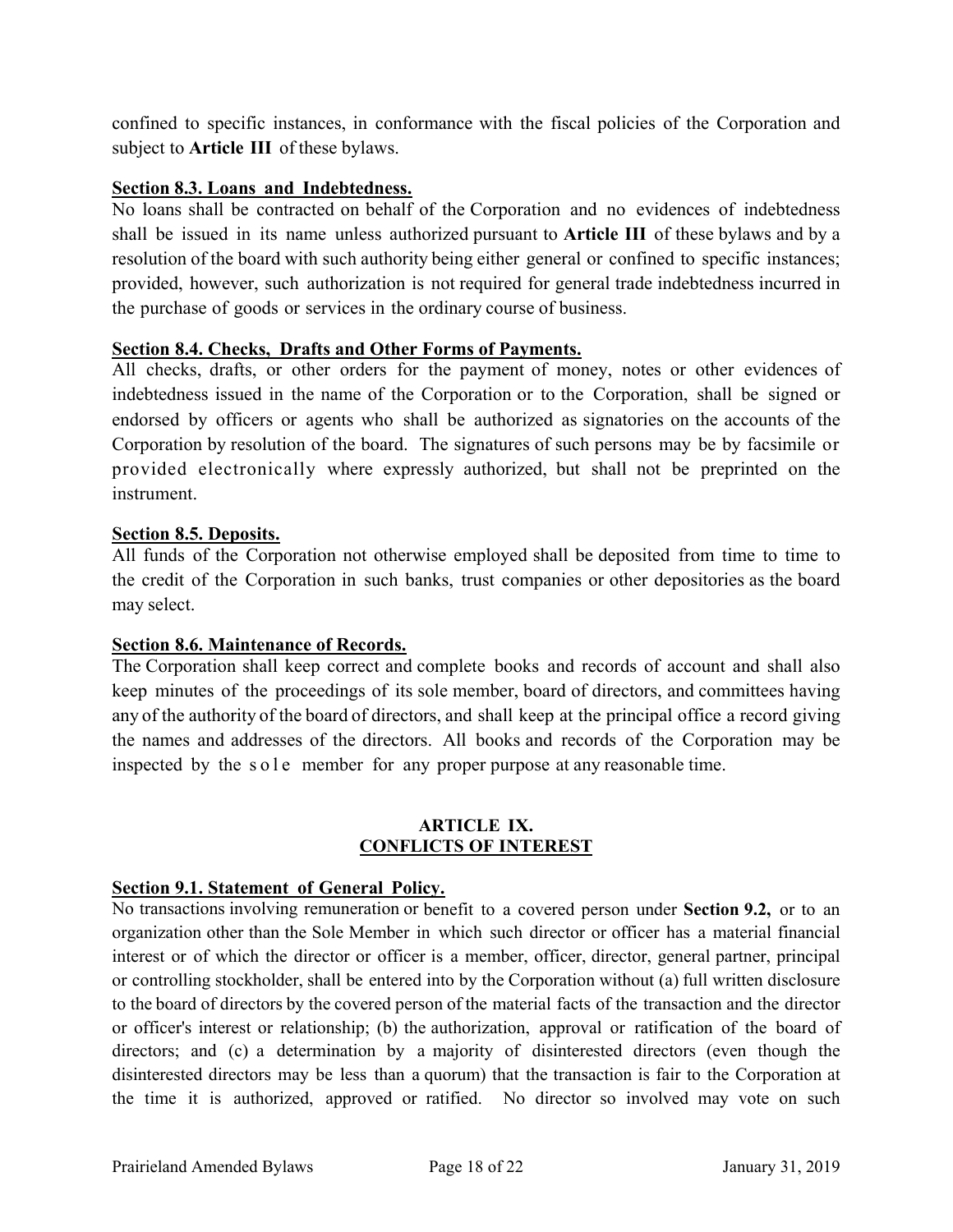confined to specific instances, in conformance with the fiscal policies of the Corporation and subject to **Article III** of these bylaws.

**Section 8.3. Loans and Indebtedness.**

No loans shall be contracted on behalf of the Corporation and no evidences of indebtedness shall be issued in its name unless authorized pursuant to **Article III** of these bylaws and by a resolution of the board with such authority being either general or confined to specific instances; provided, however, such authorization is not required for general trade indebtedness incurred in the purchase of goods or services in the ordinary course of business.

**Section 8.4. Checks, Drafts and Other Forms of Payments.**

All checks, drafts, or other orders for the payment of money, notes or other evidences of indebtedness issued in the name of the Corporation or to the Corporation, shall be signed or endorsed by officers or agents who shall be authorized as signatories on the accounts of the Corporation by resolution of the board. The signatures of such persons may be by facsimile or provided electronically where expressly authorized, but shall not be preprinted on the instrument.

**Section 8.5. Deposits.**

All funds of the Corporation not otherwise employed shall be deposited from time to time to the credit of the Corporation in such banks, trust companies or other depositories as the board may select.

**Section 8.6. Maintenance of Records.**

The Corporation shall keep correct and complete books and records of account and shall also keep minutes of the proceedings of its sole member, board of directors, and committees having any of the authority of the board of directors, and shall keep at the principal office a record giving the names and addresses of the directors. All books and records of the Corporation may be inspected by the sole member for any proper purpose at any reasonable time.

## ARTICLE IX. CONFLICTS OF INTEREST

**Section 9.1. Statement of General Policy.**

No transactions involving remuneration or benefit to a covered person under **Section 9.2,** or to an organization other than the Sole Member in which such director or officer has a material financial interest or of which the director or officer is a member, officer, director, general partner, principal or controlling stockholder, shall be entered into by the Corporation without (a) full written disclosure to the board of directors by the covered person of the material facts of the transaction and the director or officer's interest or relationship; (b) the authorization, approval or ratification of the board of directors; and (c) a determination by a majority of disinterested directors (even though the disinterested directors may be less than a quorum) that the transaction is fair to the Corporation at the time it is authorized, approved or ratified. No director so involved may vote on such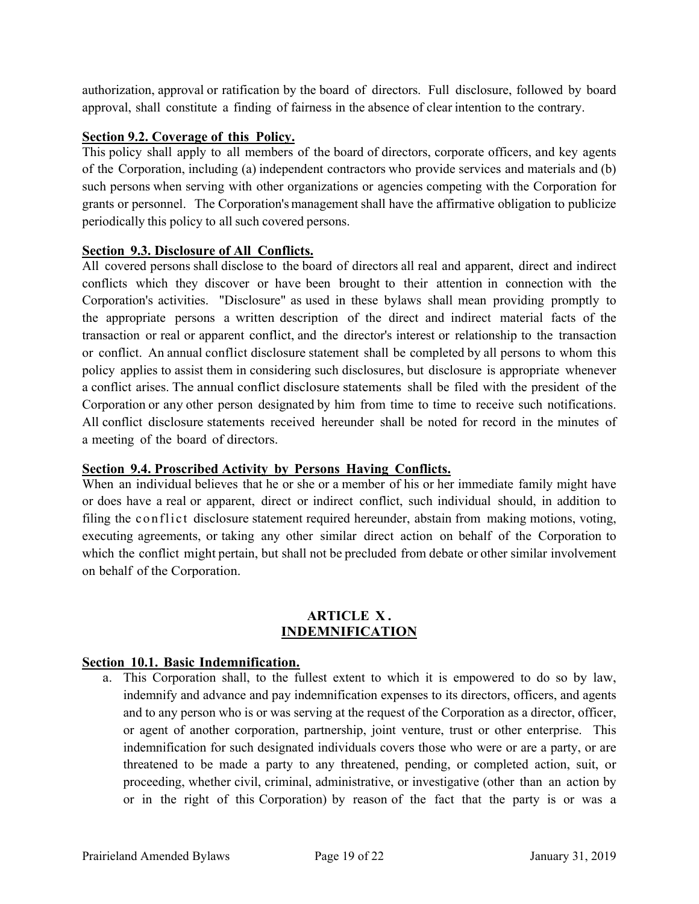authorization, approval or ratification by the board of directors. Full disclosure, followed by board approval, shall constitute a finding of fairness in the absence of clear intention to the contrary.

**Section 9.2. Coverage of this Policy.**

This policy shall apply to all members of the board of directors, corporate officers, and key agents of the Corporation, including (a) independent contractors who provide services and materials and (b) such persons when serving with other organizations or agencies competing with the Corporation for grants or personnel. The Corporation's management shall have the affirmative obligation to publicize periodically this policy to all such covered persons.

**Section 9.3. Disclosure of All Conflicts.**

All covered persons shall disclose to the board of directors all real and apparent, direct and indirect conflicts which they discover or have been brought to their attention in connection with the Corporation's activities. "Disclosure" as used in these bylaws shall mean providing promptly to the appropriate persons a written description of the direct and indirect material facts of the transaction or real or apparent conflict, and the director's interest or relationship to the transaction or conflict. An annual conflict disclosure statement shall be completed by all persons to whom this policy applies to assist them in considering such disclosures, but disclosure is appropriate whenever a conflict arises. The annual conflict disclosure statements shall be filed with the president of the Corporation or any other person designated by him from time to time to receive such notifications. All conflict disclosure statements received hereunder shall be noted for record in the minutes of a meeting of the board of directors.

**Section 9.4. Proscribed Activity by Persons Having Conflicts.**

When an individual believes that he or she or a member of his or her immediate family might have or does have a real or apparent, direct or indirect conflict, such individual should, in addition to filing the conflict disclosure statement required hereunder, abstain from making motions, voting, executing agreements, or taking any other similar direct action on behalf of the Corporation to which the conflict might pertain, but shall not be precluded from debate or other similar involvement on behalf of the Corporation.

## ARTICLE X.
## INDEMNIFICATION

**Section 10.1. Basic Indemnification.**

a. This Corporation shall, to the fullest extent to which it is empowered to do so by law, indemnify and advance and pay indemnification expenses to its directors, officers, and agents and to any person who is or was serving at the request of the Corporation as a director, officer, or agent of another corporation, partnership, joint venture, trust or other enterprise. This indemnification for such designated individuals covers those who were or are a party, or are threatened to be made a party to any threatened, pending, or completed action, suit, or proceeding, whether civil, criminal, administrative, or investigative (other than an action by or in the right of this Corporation) by reason of the fact that the party is or was a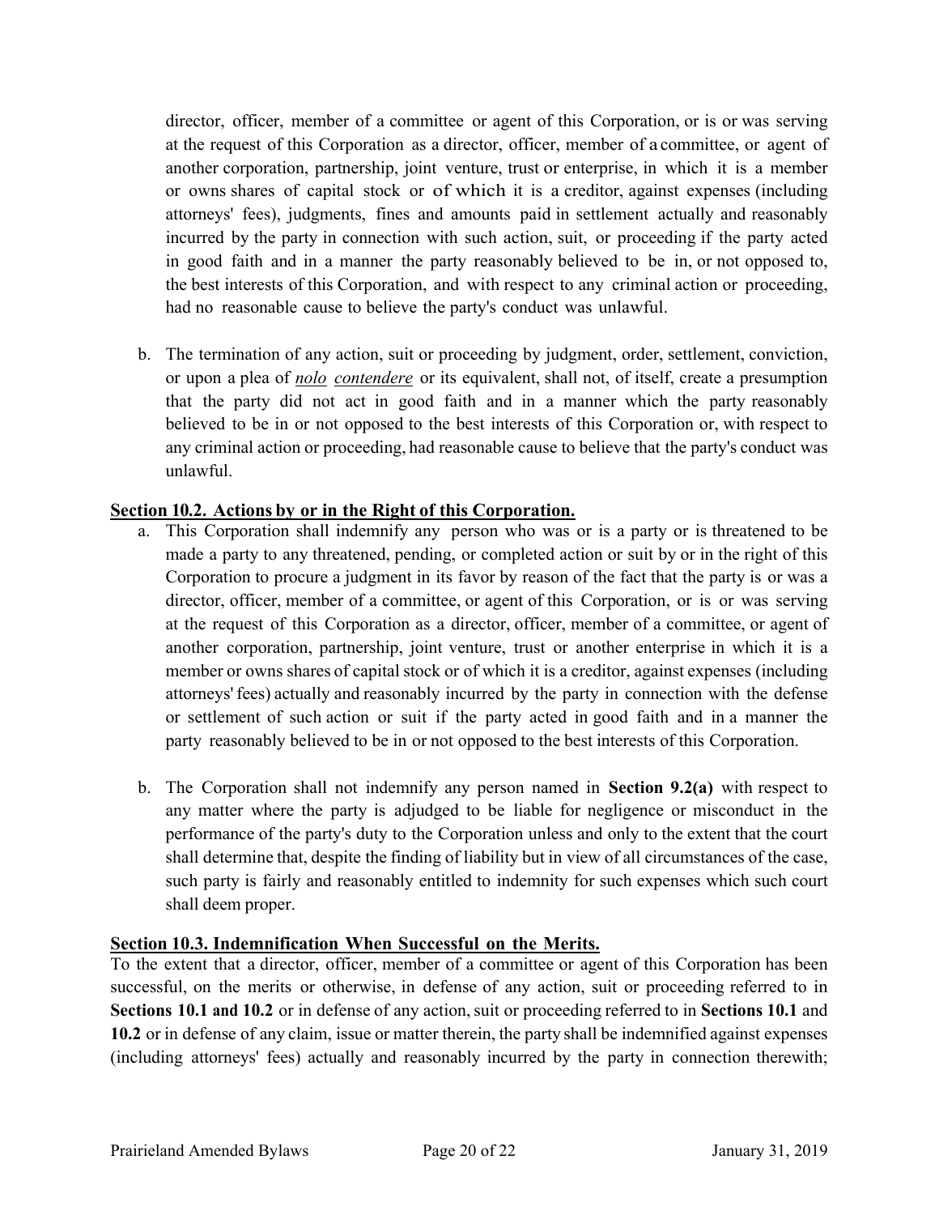director, officer, member of a committee or agent of this Corporation, or is or was serving at the request of this Corporation as a director, officer, member of a committee, or agent of another corporation, partnership, joint venture, trust or enterprise, in which it is a member or owns shares of capital stock or of which it is a creditor, against expenses (including attorneys' fees), judgments, fines and amounts paid in settlement actually and reasonably incurred by the party in connection with such action, suit, or proceeding if the party acted in good faith and in a manner the party reasonably believed to be in, or not opposed to, the best interests of this Corporation, and with respect to any criminal action or proceeding, had no reasonable cause to believe the party's conduct was unlawful.

b. The termination of any action, suit or proceeding by judgment, order, settlement, conviction, or upon a plea of ***nolo*** ***contendere*** or its equivalent, shall not, of itself, create a presumption that the party did not act in good faith and in a manner which the party reasonably believed to be in or not opposed to the best interests of this Corporation or, with respect to any criminal action or proceeding, had reasonable cause to believe that the party's conduct was unlawful.

**Section 10.2. Actions by or in the Right of this Corporation.**

a. This Corporation shall indemnify any person who was or is a party or is threatened to be made a party to any threatened, pending, or completed action or suit by or in the right of this Corporation to procure a judgment in its favor by reason of the fact that the party is or was a director, officer, member of a committee, or agent of this Corporation, or is or was serving at the request of this Corporation as a director, officer, member of a committee, or agent of another corporation, partnership, joint venture, trust or another enterprise in which it is a member or owns shares of capital stock or of which it is a creditor, against expenses (including attorneys' fees) actually and reasonably incurred by the party in connection with the defense or settlement of such action or suit if the party acted in good faith and in a manner the party reasonably believed to be in or not opposed to the best interests of this Corporation.

b. The Corporation shall not indemnify any person named in **Section 9.2(a)** with respect to any matter where the party is adjudged to be liable for negligence or misconduct in the performance of the party's duty to the Corporation unless and only to the extent that the court shall determine that, despite the finding of liability but in view of all circumstances of the case, such party is fairly and reasonably entitled to indemnity for such expenses which such court shall deem proper.

**Section 10.3. Indemnification When Successful on the Merits.**

To the extent that a director, officer, member of a committee or agent of this Corporation has been successful, on the merits or otherwise, in defense of any action, suit or proceeding referred to in **Sections 10.1 and 10.2** or in defense of any action, suit or proceeding referred to in **Sections 10.1** and **10.2** or in defense of any claim, issue or matter therein, the party shall be indemnified against expenses (including attorneys' fees) actually and reasonably incurred by the party in connection therewith;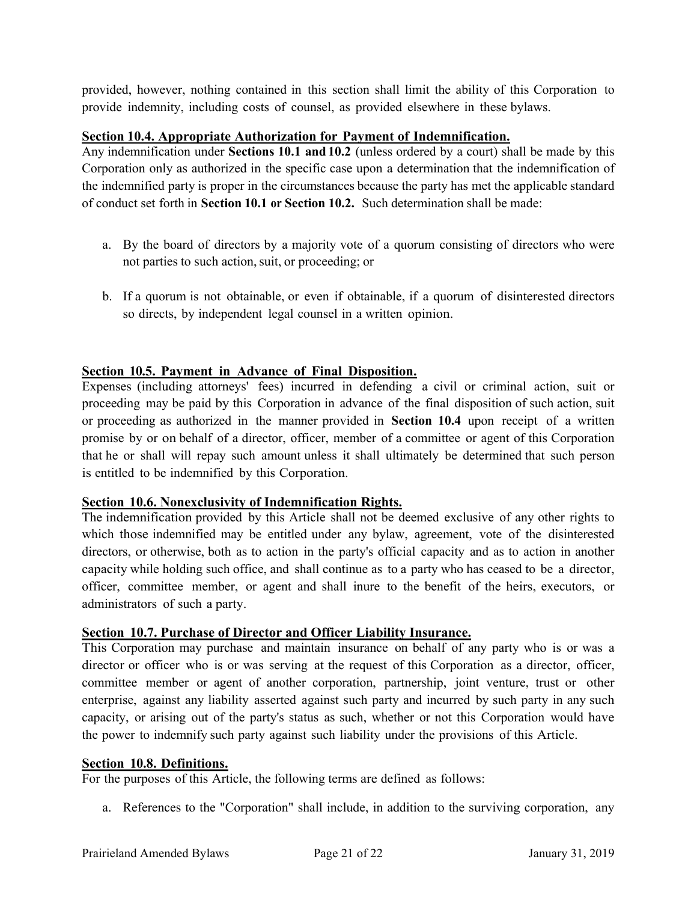provided, however, nothing contained in this section shall limit the ability of this Corporation to provide indemnity, including costs of counsel, as provided elsewhere in these bylaws.

**Section 10.4. Appropriate Authorization for Payment of Indemnification.**

Any indemnification under **Sections 10.1 and 10.2** (unless ordered by a court) shall be made by this Corporation only as authorized in the specific case upon a determination that the indemnification of the indemnified party is proper in the circumstances because the party has met the applicable standard of conduct set forth in **Section 10.1 or Section 10.2.** Such determination shall be made:

a. By the board of directors by a majority vote of a quorum consisting of directors who were not parties to such action, suit, or proceeding; or

b. If a quorum is not obtainable, or even if obtainable, if a quorum of disinterested directors so directs, by independent legal counsel in a written opinion.

**Section 10.5. Payment in Advance of Final Disposition.**

Expenses (including attorneys' fees) incurred in defending a civil or criminal action, suit or proceeding may be paid by this Corporation in advance of the final disposition of such action, suit or proceeding as authorized in the manner provided in **Section 10.4** upon receipt of a written promise by or on behalf of a director, officer, member of a committee or agent of this Corporation that he or shall will repay such amount unless it shall ultimately be determined that such person is entitled to be indemnified by this Corporation.

**Section 10.6. Nonexclusivity of Indemnification Rights.**

The indemnification provided by this Article shall not be deemed exclusive of any other rights to which those indemnified may be entitled under any bylaw, agreement, vote of the disinterested directors, or otherwise, both as to action in the party's official capacity and as to action in another capacity while holding such office, and shall continue as to a party who has ceased to be a director, officer, committee member, or agent and shall inure to the benefit of the heirs, executors, or administrators of such a party.

**Section 10.7. Purchase of Director and Officer Liability Insurance.**

This Corporation may purchase and maintain insurance on behalf of any party who is or was a director or officer who is or was serving at the request of this Corporation as a director, officer, committee member or agent of another corporation, partnership, joint venture, trust or other enterprise, against any liability asserted against such party and incurred by such party in any such capacity, or arising out of the party's status as such, whether or not this Corporation would have the power to indemnify such party against such liability under the provisions of this Article.

**Section 10.8. Definitions.**

For the purposes of this Article, the following terms are defined as follows:

a. References to the "Corporation" shall include, in addition to the surviving corporation, any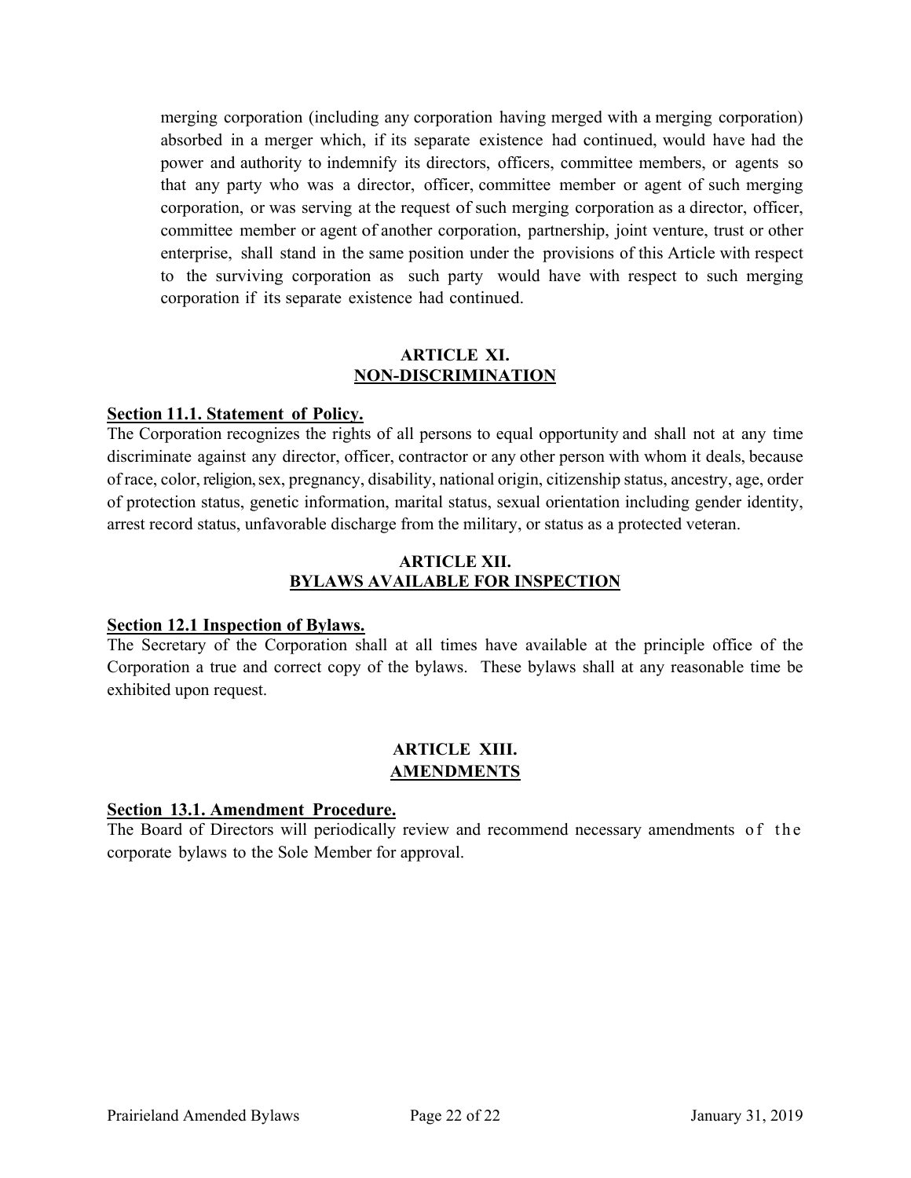merging corporation (including any corporation having merged with a merging corporation) absorbed in a merger which, if its separate existence had continued, would have had the power and authority to indemnify its directors, officers, committee members, or agents so that any party who was a director, officer, committee member or agent of such merging corporation, or was serving at the request of such merging corporation as a director, officer, committee member or agent of another corporation, partnership, joint venture, trust or other enterprise, shall stand in the same position under the provisions of this Article with respect to the surviving corporation as such party would have with respect to such merging corporation if its separate existence had continued.

## ARTICLE XI.
## NON-DISCRIMINATION

**Section 11.1. Statement of Policy.**

The Corporation recognizes the rights of all persons to equal opportunity and shall not at any time discriminate against any director, officer, contractor or any other person with whom it deals, because of race, color, religion, sex, pregnancy, disability, national origin, citizenship status, ancestry, age, order of protection status, genetic information, marital status, sexual orientation including gender identity, arrest record status, unfavorable discharge from the military, or status as a protected veteran.

## ARTICLE XII.
## BYLAWS AVAILABLE FOR INSPECTION

**Section 12.1 Inspection of Bylaws.**

The Secretary of the Corporation shall at all times have available at the principle office of the Corporation a true and correct copy of the bylaws. These bylaws shall at any reasonable time be exhibited upon request.

## ARTICLE XIII.
## AMENDMENTS

**Section 13.1. Amendment Procedure.**

The Board of Directors will periodically review and recommend necessary amendments of the corporate bylaws to the Sole Member for approval.